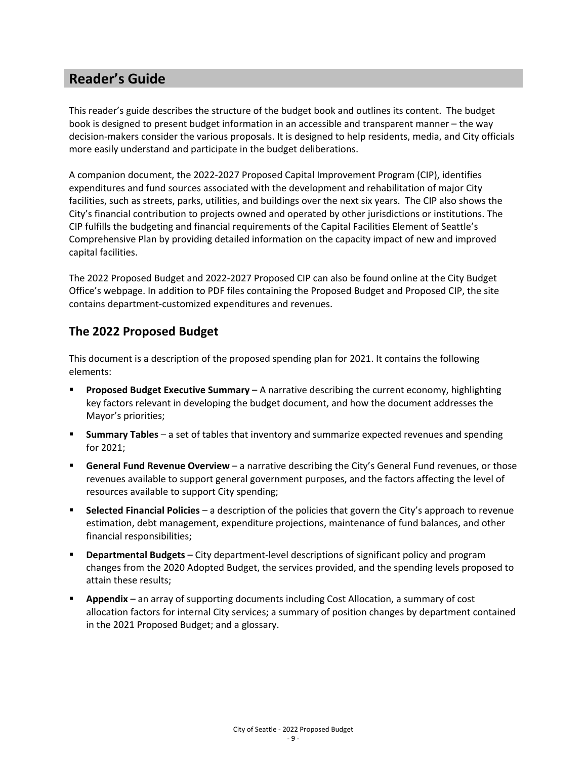# Reader's Guide

This reader's guide describes the structure of the budget book and outlines its content. The budget book is designed to present budget information in an accessible and transparent manner – the way decision-makers consider the various proposals. It is designed to help residents, media, and City officials more easily understand and participate in the budget deliberations.

A companion document, the 2022-2027 Proposed Capital Improvement Program (CIP), identifies expenditures and fund sources associated with the development and rehabilitation of major City facilities, such as streets, parks, utilities, and buildings over the next six years. The CIP also shows the City's financial contribution to projects owned and operated by other jurisdictions or institutions. The CIP fulfills the budgeting and financial requirements of the Capital Facilities Element of Seattle's Comprehensive Plan by providing detailed information on the capacity impact of new and improved capital facilities.

The 2022 Proposed Budget and 2022-2027 Proposed CIP can also be found online at the City Budget Office's webpage. In addition to PDF files containing the Proposed Budget and Proposed CIP, the site contains department-customized expenditures and revenues.

## The 2022 Proposed Budget

This document is a description of the proposed spending plan for 2021. It contains the following elements:

- **Proposed Budget Executive Summary** – A narrative describing the current economy, highlighting key factors relevant in developing the budget document, and how the document addresses the Mayor's priorities;
- **Summary Tables** – a set of tables that inventory and summarize expected revenues and spending for 2021;
- **General Fund Revenue Overview** – a narrative describing the City's General Fund revenues, or those revenues available to support general government purposes, and the factors affecting the level of resources available to support City spending;
- **Selected Financial Policies** – a description of the policies that govern the City's approach to revenue estimation, debt management, expenditure projections, maintenance of fund balances, and other financial responsibilities;
- **Departmental Budgets** – City department-level descriptions of significant policy and program changes from the 2020 Adopted Budget, the services provided, and the spending levels proposed to attain these results;
- **Appendix** – an array of supporting documents including Cost Allocation, a summary of cost allocation factors for internal City services; a summary of position changes by department contained in the 2021 Proposed Budget; and a glossary.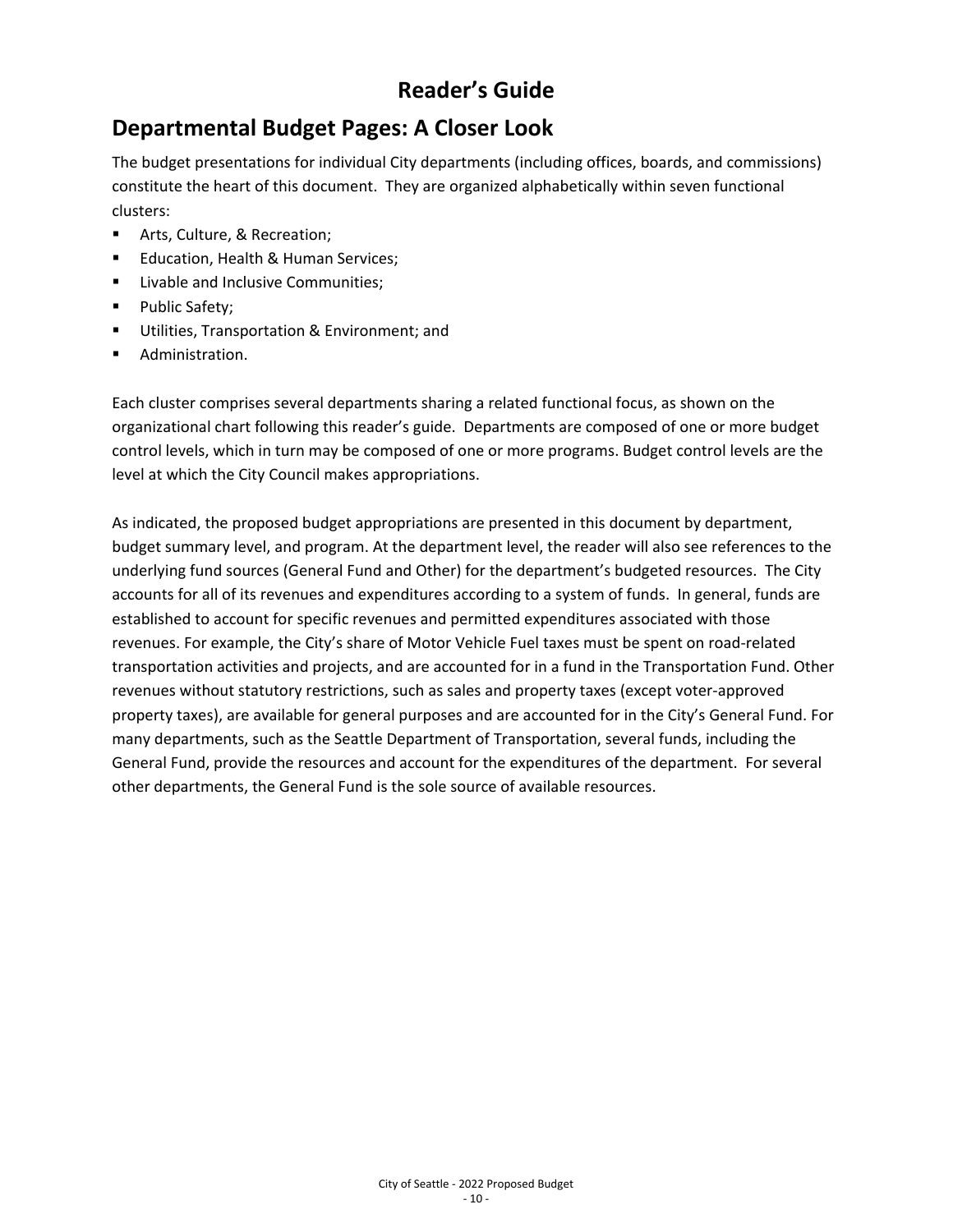# Reader's Guide

## Departmental Budget Pages: A Closer Look

The budget presentations for individual City departments (including offices, boards, and commissions) constitute the heart of this document. They are organized alphabetically within seven functional clusters:

- Arts, Culture, & Recreation;
- Education, Health & Human Services;
- Livable and Inclusive Communities;
- Public Safety;
- Utilities, Transportation & Environment; and
- Administration.

Each cluster comprises several departments sharing a related functional focus, as shown on the organizational chart following this reader's guide. Departments are composed of one or more budget control levels, which in turn may be composed of one or more programs. Budget control levels are the level at which the City Council makes appropriations.

As indicated, the proposed budget appropriations are presented in this document by department, budget summary level, and program. At the department level, the reader will also see references to the underlying fund sources (General Fund and Other) for the department's budgeted resources. The City accounts for all of its revenues and expenditures according to a system of funds. In general, funds are established to account for specific revenues and permitted expenditures associated with those revenues. For example, the City's share of Motor Vehicle Fuel taxes must be spent on road-related transportation activities and projects, and are accounted for in a fund in the Transportation Fund. Other revenues without statutory restrictions, such as sales and property taxes (except voter-approved property taxes), are available for general purposes and are accounted for in the City's General Fund. For many departments, such as the Seattle Department of Transportation, several funds, including the General Fund, provide the resources and account for the expenditures of the department. For several other departments, the General Fund is the sole source of available resources.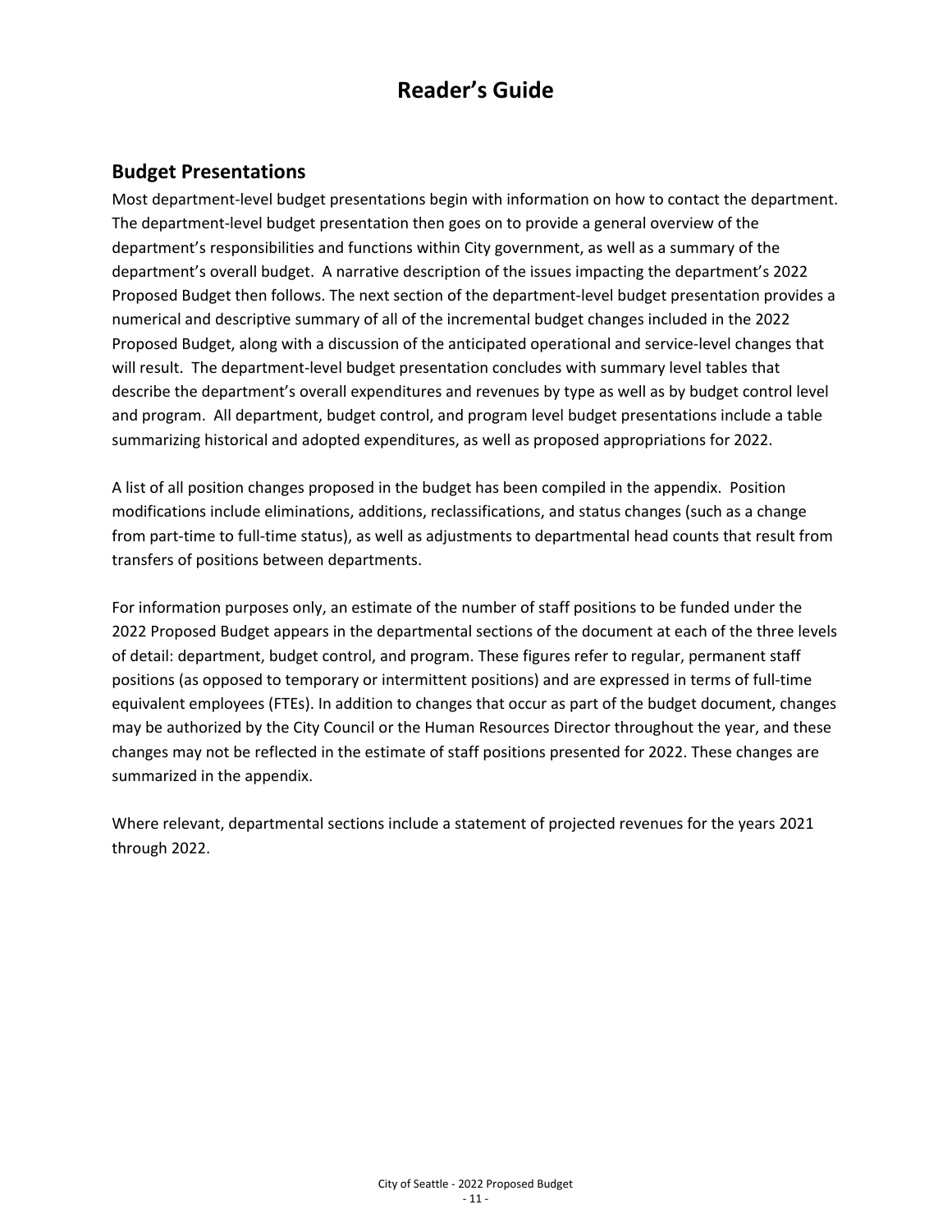# Reader's Guide

## Budget Presentations

Most department-level budget presentations begin with information on how to contact the department. The department-level budget presentation then goes on to provide a general overview of the department's responsibilities and functions within City government, as well as a summary of the department's overall budget. A narrative description of the issues impacting the department's 2022 Proposed Budget then follows. The next section of the department-level budget presentation provides a numerical and descriptive summary of all of the incremental budget changes included in the 2022 Proposed Budget, along with a discussion of the anticipated operational and service-level changes that will result. The department-level budget presentation concludes with summary level tables that describe the department's overall expenditures and revenues by type as well as by budget control level and program. All department, budget control, and program level budget presentations include a table summarizing historical and adopted expenditures, as well as proposed appropriations for 2022.

A list of all position changes proposed in the budget has been compiled in the appendix. Position modifications include eliminations, additions, reclassifications, and status changes (such as a change from part-time to full-time status), as well as adjustments to departmental head counts that result from transfers of positions between departments.

For information purposes only, an estimate of the number of staff positions to be funded under the 2022 Proposed Budget appears in the departmental sections of the document at each of the three levels of detail: department, budget control, and program. These figures refer to regular, permanent staff positions (as opposed to temporary or intermittent positions) and are expressed in terms of full-time equivalent employees (FTEs). In addition to changes that occur as part of the budget document, changes may be authorized by the City Council or the Human Resources Director throughout the year, and these changes may not be reflected in the estimate of staff positions presented for 2022. These changes are summarized in the appendix.

Where relevant, departmental sections include a statement of projected revenues for the years 2021 through 2022.